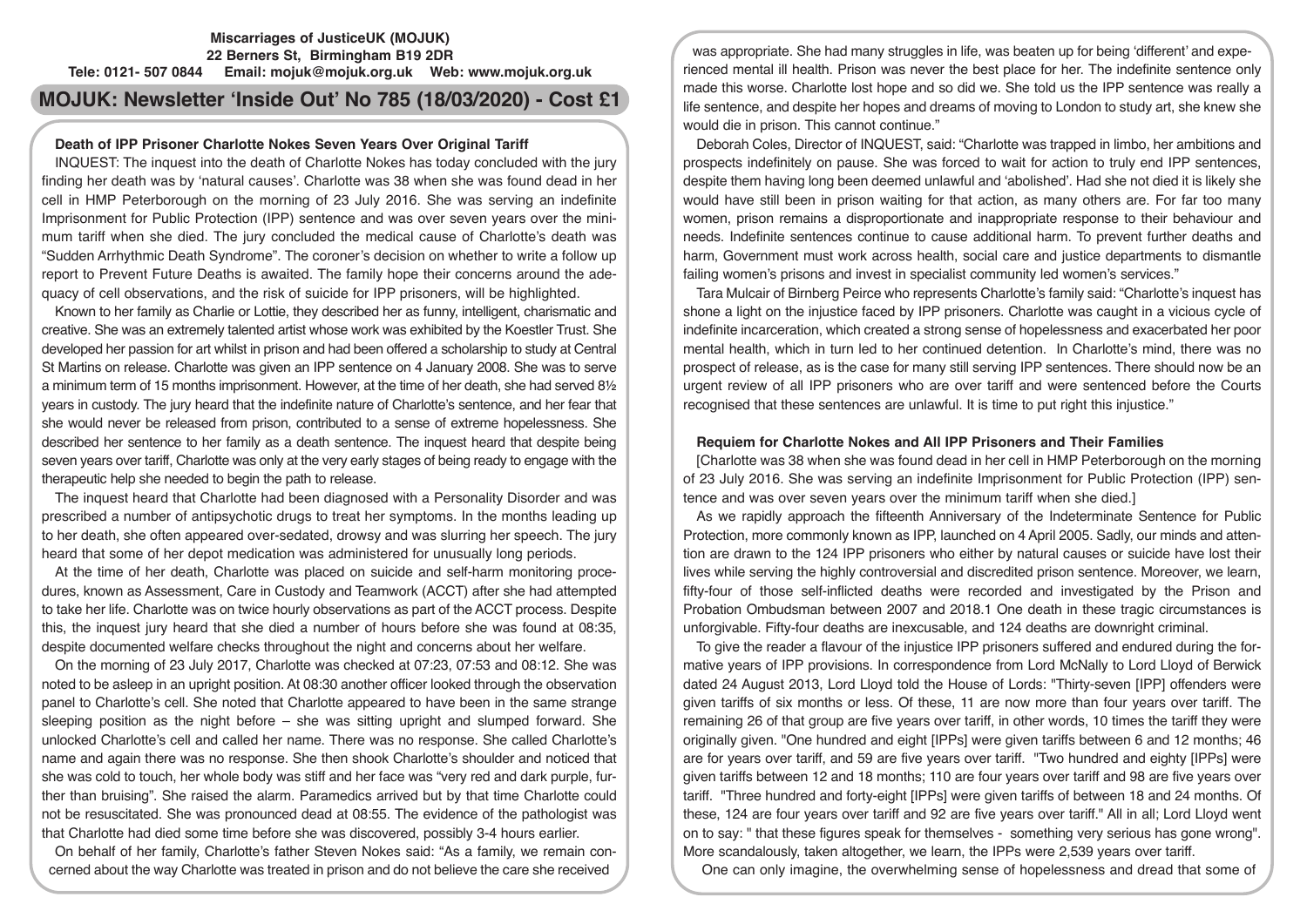**Miscarriages of JusticeUK (MOJUK)**
**22 Berners St, Birmingham B19 2DR**
**Tele: 0121- 507 0844 Email: mojuk@mojuk.org.uk Web: www.mojuk.org.uk**

# MOJUK: Newsletter 'Inside Out' No 785 (18/03/2020) - Cost £1

## Death of IPP Prisoner Charlotte Nokes Seven Years Over Original Tariff

INQUEST: The inquest into the death of Charlotte Nokes has today concluded with the jury finding her death was by 'natural causes'. Charlotte was 38 when she was found dead in her cell in HMP Peterborough on the morning of 23 July 2016. She was serving an indefinite Imprisonment for Public Protection (IPP) sentence and was over seven years over the minimum tariff when she died. The jury concluded the medical cause of Charlotte's death was "Sudden Arrhythmic Death Syndrome". The coroner's decision on whether to write a follow up report to Prevent Future Deaths is awaited. The family hope their concerns around the adequacy of cell observations, and the risk of suicide for IPP prisoners, will be highlighted.

Known to her family as Charlie or Lottie, they described her as funny, intelligent, charismatic and creative. She was an extremely talented artist whose work was exhibited by the Koestler Trust. She developed her passion for art whilst in prison and had been offered a scholarship to study at Central St Martins on release. Charlotte was given an IPP sentence on 4 January 2008. She was to serve a minimum term of 15 months imprisonment. However, at the time of her death, she had served 8½ years in custody. The jury heard that the indefinite nature of Charlotte's sentence, and her fear that she would never be released from prison, contributed to a sense of extreme hopelessness. She described her sentence to her family as a death sentence. The inquest heard that despite being seven years over tariff, Charlotte was only at the very early stages of being ready to engage with the therapeutic help she needed to begin the path to release.

The inquest heard that Charlotte had been diagnosed with a Personality Disorder and was prescribed a number of antipsychotic drugs to treat her symptoms. In the months leading up to her death, she often appeared over-sedated, drowsy and was slurring her speech. The jury heard that some of her depot medication was administered for unusually long periods.

At the time of her death, Charlotte was placed on suicide and self-harm monitoring procedures, known as Assessment, Care in Custody and Teamwork (ACCT) after she had attempted to take her life. Charlotte was on twice hourly observations as part of the ACCT process. Despite this, the inquest jury heard that she died a number of hours before she was found at 08:35, despite documented welfare checks throughout the night and concerns about her welfare.

On the morning of 23 July 2017, Charlotte was checked at 07:23, 07:53 and 08:12. She was noted to be asleep in an upright position. At 08:30 another officer looked through the observation panel to Charlotte's cell. She noted that Charlotte appeared to have been in the same strange sleeping position as the night before – she was sitting upright and slumped forward. She unlocked Charlotte's cell and called her name. There was no response. She called Charlotte's name and again there was no response. She then shook Charlotte's shoulder and noticed that she was cold to touch, her whole body was stiff and her face was "very red and dark purple, further than bruising". She raised the alarm. Paramedics arrived but by that time Charlotte could not be resuscitated. She was pronounced dead at 08:55. The evidence of the pathologist was that Charlotte had died some time before she was discovered, possibly 3-4 hours earlier.

On behalf of her family, Charlotte's father Steven Nokes said: "As a family, we remain concerned about the way Charlotte was treated in prison and do not believe the care she received was appropriate. She had many struggles in life, was beaten up for being 'different' and experienced mental ill health. Prison was never the best place for her. The indefinite sentence only made this worse. Charlotte lost hope and so did we. She told us the IPP sentence was really a life sentence, and despite her hopes and dreams of moving to London to study art, she knew she would die in prison. This cannot continue."

Deborah Coles, Director of INQUEST, said: "Charlotte was trapped in limbo, her ambitions and prospects indefinitely on pause. She was forced to wait for action to truly end IPP sentences, despite them having long been deemed unlawful and 'abolished'. Had she not died it is likely she would have still been in prison waiting for that action, as many others are. For far too many women, prison remains a disproportionate and inappropriate response to their behaviour and needs. Indefinite sentences continue to cause additional harm. To prevent further deaths and harm, Government must work across health, social care and justice departments to dismantle failing women's prisons and invest in specialist community led women's services."

Tara Mulcair of Birnberg Peirce who represents Charlotte's family said: "Charlotte's inquest has shone a light on the injustice faced by IPP prisoners. Charlotte was caught in a vicious cycle of indefinite incarceration, which created a strong sense of hopelessness and exacerbated her poor mental health, which in turn led to her continued detention. In Charlotte's mind, there was no prospect of release, as is the case for many still serving IPP sentences. There should now be an urgent review of all IPP prisoners who are over tariff and were sentenced before the Courts recognised that these sentences are unlawful. It is time to put right this injustice."

## Requiem for Charlotte Nokes and All IPP Prisoners and Their Families

[Charlotte was 38 when she was found dead in her cell in HMP Peterborough on the morning of 23 July 2016. She was serving an indefinite Imprisonment for Public Protection (IPP) sentence and was over seven years over the minimum tariff when she died.]

As we rapidly approach the fifteenth Anniversary of the Indeterminate Sentence for Public Protection, more commonly known as IPP, launched on 4 April 2005. Sadly, our minds and attention are drawn to the 124 IPP prisoners who either by natural causes or suicide have lost their lives while serving the highly controversial and discredited prison sentence. Moreover, we learn, fifty-four of those self-inflicted deaths were recorded and investigated by the Prison and Probation Ombudsman between 2007 and 2018.1 One death in these tragic circumstances is unforgivable. Fifty-four deaths are inexcusable, and 124 deaths are downright criminal.

To give the reader a flavour of the injustice IPP prisoners suffered and endured during the formative years of IPP provisions. In correspondence from Lord McNally to Lord Lloyd of Berwick dated 24 August 2013, Lord Lloyd told the House of Lords: "Thirty-seven [IPP] offenders were given tariffs of six months or less. Of these, 11 are now more than four years over tariff. The remaining 26 of that group are five years over tariff, in other words, 10 times the tariff they were originally given. "One hundred and eight [IPPs] were given tariffs between 6 and 12 months; 46 are for years over tariff, and 59 are five years over tariff. "Two hundred and eighty [IPPs] were given tariffs between 12 and 18 months; 110 are four years over tariff and 98 are five years over tariff. "Three hundred and forty-eight [IPPs] were given tariffs of between 18 and 24 months. Of these, 124 are four years over tariff and 92 are five years over tariff." All in all; Lord Lloyd went on to say: " that these figures speak for themselves - something very serious has gone wrong". More scandalously, taken altogether, we learn, the IPPs were 2,539 years over tariff.

One can only imagine, the overwhelming sense of hopelessness and dread that some of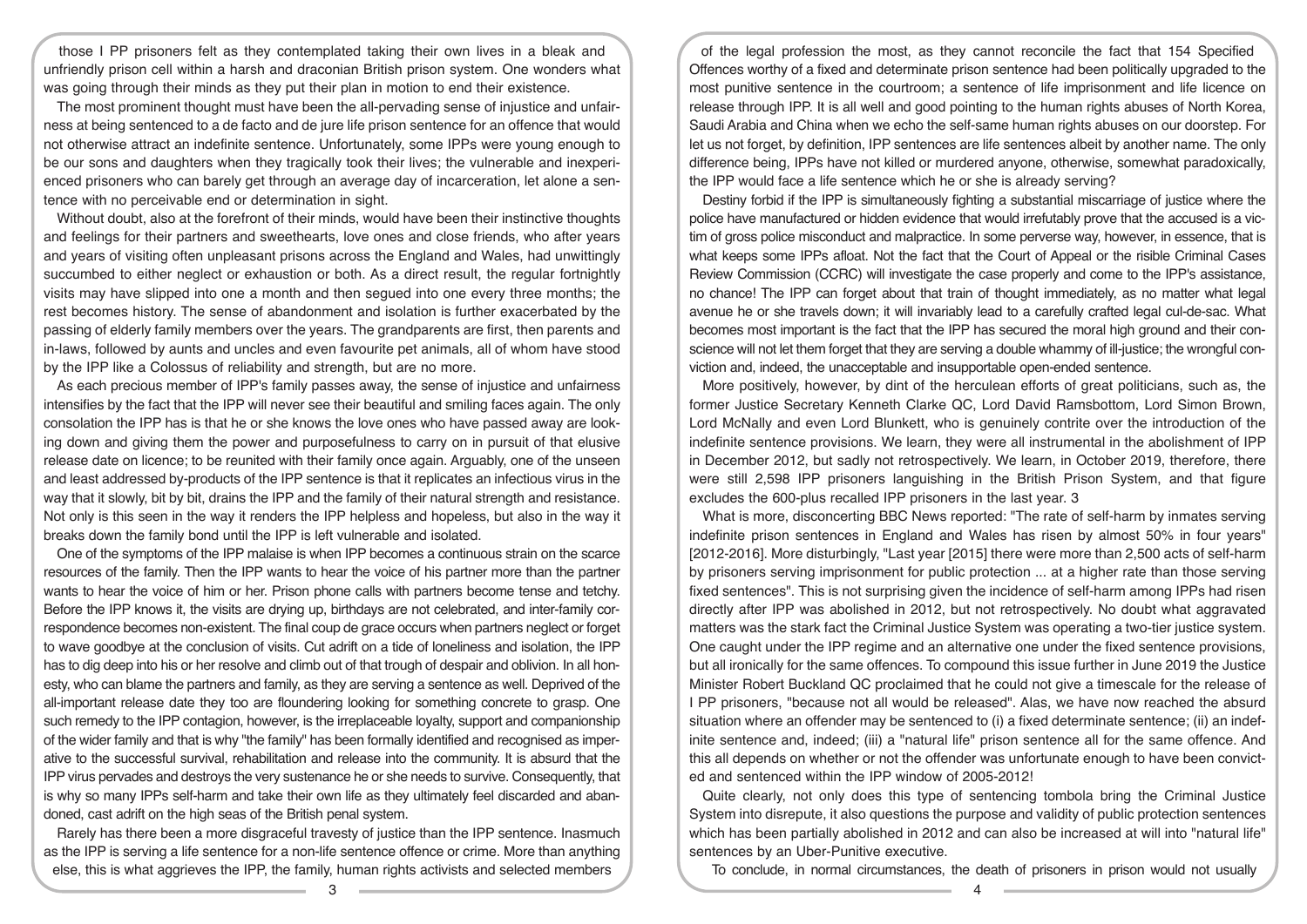those I PP prisoners felt as they contemplated taking their own lives in a bleak and unfriendly prison cell within a harsh and draconian British prison system. One wonders what was going through their minds as they put their plan in motion to end their existence.

The most prominent thought must have been the all-pervading sense of injustice and unfairness at being sentenced to a de facto and de jure life prison sentence for an offence that would not otherwise attract an indefinite sentence. Unfortunately, some IPPs were young enough to be our sons and daughters when they tragically took their lives; the vulnerable and inexperienced prisoners who can barely get through an average day of incarceration, let alone a sentence with no perceivable end or determination in sight.

Without doubt, also at the forefront of their minds, would have been their instinctive thoughts and feelings for their partners and sweethearts, love ones and close friends, who after years and years of visiting often unpleasant prisons across the England and Wales, had unwittingly succumbed to either neglect or exhaustion or both. As a direct result, the regular fortnightly visits may have slipped into one a month and then segued into one every three months; the rest becomes history. The sense of abandonment and isolation is further exacerbated by the passing of elderly family members over the years. The grandparents are first, then parents and in-laws, followed by aunts and uncles and even favourite pet animals, all of whom have stood by the IPP like a Colossus of reliability and strength, but are no more.

As each precious member of IPP's family passes away, the sense of injustice and unfairness intensifies by the fact that the IPP will never see their beautiful and smiling faces again. The only consolation the IPP has is that he or she knows the love ones who have passed away are looking down and giving them the power and purposefulness to carry on in pursuit of that elusive release date on licence; to be reunited with their family once again. Arguably, one of the unseen and least addressed by-products of the IPP sentence is that it replicates an infectious virus in the way that it slowly, bit by bit, drains the IPP and the family of their natural strength and resistance. Not only is this seen in the way it renders the IPP helpless and hopeless, but also in the way it breaks down the family bond until the IPP is left vulnerable and isolated.

One of the symptoms of the IPP malaise is when IPP becomes a continuous strain on the scarce resources of the family. Then the IPP wants to hear the voice of his partner more than the partner wants to hear the voice of him or her. Prison phone calls with partners become tense and tetchy. Before the IPP knows it, the visits are drying up, birthdays are not celebrated, and inter-family correspondence becomes non-existent. The final coup de grace occurs when partners neglect or forget to wave goodbye at the conclusion of visits. Cut adrift on a tide of loneliness and isolation, the IPP has to dig deep into his or her resolve and climb out of that trough of despair and oblivion. In all honesty, who can blame the partners and family, as they are serving a sentence as well. Deprived of the all-important release date they too are floundering looking for something concrete to grasp. One such remedy to the IPP contagion, however, is the irreplaceable loyalty, support and companionship of the wider family and that is why "the family" has been formally identified and recognised as imperative to the successful survival, rehabilitation and release into the community. It is absurd that the IPP virus pervades and destroys the very sustenance he or she needs to survive. Consequently, that is why so many IPPs self-harm and take their own life as they ultimately feel discarded and abandoned, cast adrift on the high seas of the British penal system.

Rarely has there been a more disgraceful travesty of justice than the IPP sentence. Inasmuch as the IPP is serving a life sentence for a non-life sentence offence or crime. More than anything else, this is what aggrieves the IPP, the family, human rights activists and selected members of the legal profession the most, as they cannot reconcile the fact that 154 Specified Offences worthy of a fixed and determinate prison sentence had been politically upgraded to the most punitive sentence in the courtroom; a sentence of life imprisonment and life licence on release through IPP. It is all well and good pointing to the human rights abuses of North Korea, Saudi Arabia and China when we echo the self-same human rights abuses on our doorstep. For let us not forget, by definition, IPP sentences are life sentences albeit by another name. The only difference being, IPPs have not killed or murdered anyone, otherwise, somewhat paradoxically, the IPP would face a life sentence which he or she is already serving?

Destiny forbid if the IPP is simultaneously fighting a substantial miscarriage of justice where the police have manufactured or hidden evidence that would irrefutably prove that the accused is a victim of gross police misconduct and malpractice. In some perverse way, however, in essence, that is what keeps some IPPs afloat. Not the fact that the Court of Appeal or the risible Criminal Cases Review Commission (CCRC) will investigate the case properly and come to the IPP's assistance, no chance! The IPP can forget about that train of thought immediately, as no matter what legal avenue he or she travels down; it will invariably lead to a carefully crafted legal cul-de-sac. What becomes most important is the fact that the IPP has secured the moral high ground and their conscience will not let them forget that they are serving a double whammy of ill-justice; the wrongful conviction and, indeed, the unacceptable and insupportable open-ended sentence.

More positively, however, by dint of the herculean efforts of great politicians, such as, the former Justice Secretary Kenneth Clarke QC, Lord David Ramsbottom, Lord Simon Brown, Lord McNally and even Lord Blunkett, who is genuinely contrite over the introduction of the indefinite sentence provisions. We learn, they were all instrumental in the abolishment of IPP in December 2012, but sadly not retrospectively. We learn, in October 2019, therefore, there were still 2,598 IPP prisoners languishing in the British Prison System, and that figure excludes the 600-plus recalled IPP prisoners in the last year. 3

What is more, disconcerting BBC News reported: "The rate of self-harm by inmates serving indefinite prison sentences in England and Wales has risen by almost 50% in four years" [2012-2016]. More disturbingly, "Last year [2015] there were more than 2,500 acts of self-harm by prisoners serving imprisonment for public protection ... at a higher rate than those serving fixed sentences". This is not surprising given the incidence of self-harm among IPPs had risen directly after IPP was abolished in 2012, but not retrospectively. No doubt what aggravated matters was the stark fact the Criminal Justice System was operating a two-tier justice system. One caught under the IPP regime and an alternative one under the fixed sentence provisions, but all ironically for the same offences. To compound this issue further in June 2019 the Justice Minister Robert Buckland QC proclaimed that he could not give a timescale for the release of I PP prisoners, "because not all would be released". Alas, we have now reached the absurd situation where an offender may be sentenced to (i) a fixed determinate sentence; (ii) an indefinite sentence and, indeed; (iii) a "natural life" prison sentence all for the same offence. And this all depends on whether or not the offender was unfortunate enough to have been convicted and sentenced within the IPP window of 2005-2012!

Quite clearly, not only does this type of sentencing tombola bring the Criminal Justice System into disrepute, it also questions the purpose and validity of public protection sentences which has been partially abolished in 2012 and can also be increased at will into "natural life" sentences by an Uber-Punitive executive.

To conclude, in normal circumstances, the death of prisoners in prison would not usually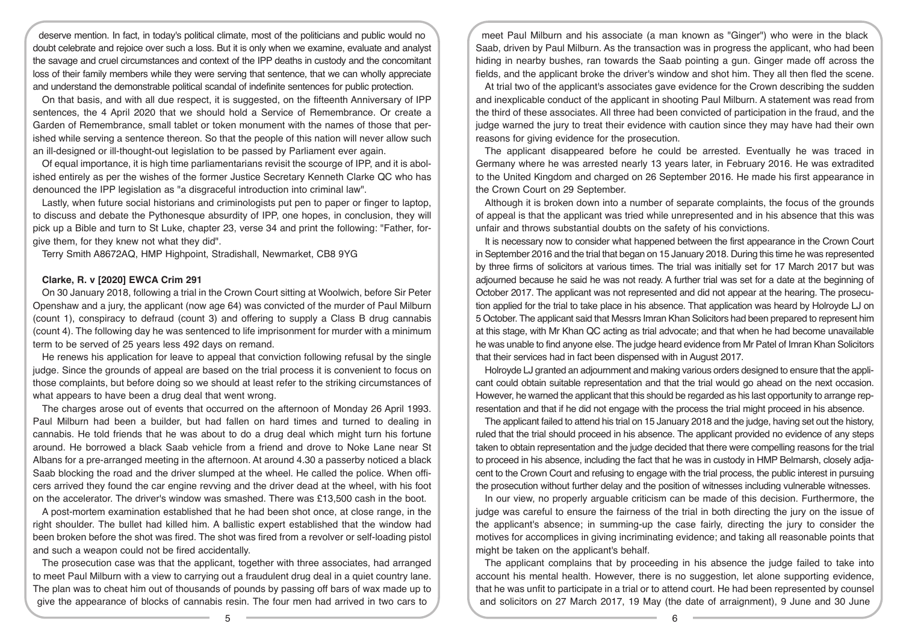deserve mention. In fact, in today's political climate, most of the politicians and public would no doubt celebrate and rejoice over such a loss. But it is only when we examine, evaluate and analyst the savage and cruel circumstances and context of the IPP deaths in custody and the concomitant loss of their family members while they were serving that sentence, that we can wholly appreciate and understand the demonstrable political scandal of indefinite sentences for public protection.

On that basis, and with all due respect, it is suggested, on the fifteenth Anniversary of IPP sentences, the 4 April 2020 that we should hold a Service of Remembrance. Or create a Garden of Remembrance, small tablet or token monument with the names of those that perished while serving a sentence thereon. So that the people of this nation will never allow such an ill-designed or ill-thought-out legislation to be passed by Parliament ever again.

Of equal importance, it is high time parliamentarians revisit the scourge of IPP, and it is abolished entirely as per the wishes of the former Justice Secretary Kenneth Clarke QC who has denounced the IPP legislation as "a disgraceful introduction into criminal law".

Lastly, when future social historians and criminologists put pen to paper or finger to laptop, to discuss and debate the Pythonesque absurdity of IPP, one hopes, in conclusion, they will pick up a Bible and turn to St Luke, chapter 23, verse 34 and print the following: "Father, forgive them, for they knew not what they did".

Terry Smith A8672AQ, HMP Highpoint, Stradishall, Newmarket, CB8 9YG

**Clarke, R. v [2020] EWCA Crim 291**

On 30 January 2018, following a trial in the Crown Court sitting at Woolwich, before Sir Peter Openshaw and a jury, the applicant (now age 64) was convicted of the murder of Paul Milburn (count 1), conspiracy to defraud (count 3) and offering to supply a Class B drug cannabis (count 4). The following day he was sentenced to life imprisonment for murder with a minimum term to be served of 25 years less 492 days on remand.

He renews his application for leave to appeal that conviction following refusal by the single judge. Since the grounds of appeal are based on the trial process it is convenient to focus on those complaints, but before doing so we should at least refer to the striking circumstances of what appears to have been a drug deal that went wrong.

The charges arose out of events that occurred on the afternoon of Monday 26 April 1993. Paul Milburn had been a builder, but had fallen on hard times and turned to dealing in cannabis. He told friends that he was about to do a drug deal which might turn his fortune around. He borrowed a black Saab vehicle from a friend and drove to Noke Lane near St Albans for a pre-arranged meeting in the afternoon. At around 4.30 a passerby noticed a black Saab blocking the road and the driver slumped at the wheel. He called the police. When officers arrived they found the car engine revving and the driver dead at the wheel, with his foot on the accelerator. The driver's window was smashed. There was £13,500 cash in the boot.

A post-mortem examination established that he had been shot once, at close range, in the right shoulder. The bullet had killed him. A ballistic expert established that the window had been broken before the shot was fired. The shot was fired from a revolver or self-loading pistol and such a weapon could not be fired accidentally.

The prosecution case was that the applicant, together with three associates, had arranged to meet Paul Milburn with a view to carrying out a fraudulent drug deal in a quiet country lane. The plan was to cheat him out of thousands of pounds by passing off bars of wax made up to give the appearance of blocks of cannabis resin. The four men had arrived in two cars to meet Paul Milburn and his associate (a man known as "Ginger") who were in the black Saab, driven by Paul Milburn. As the transaction was in progress the applicant, who had been hiding in nearby bushes, ran towards the Saab pointing a gun. Ginger made off across the fields, and the applicant broke the driver's window and shot him. They all then fled the scene.

At trial two of the applicant's associates gave evidence for the Crown describing the sudden and inexplicable conduct of the applicant in shooting Paul Milburn. A statement was read from the third of these associates. All three had been convicted of participation in the fraud, and the judge warned the jury to treat their evidence with caution since they may have had their own reasons for giving evidence for the prosecution.

The applicant disappeared before he could be arrested. Eventually he was traced in Germany where he was arrested nearly 13 years later, in February 2016. He was extradited to the United Kingdom and charged on 26 September 2016. He made his first appearance in the Crown Court on 29 September.

Although it is broken down into a number of separate complaints, the focus of the grounds of appeal is that the applicant was tried while unrepresented and in his absence that this was unfair and throws substantial doubts on the safety of his convictions.

It is necessary now to consider what happened between the first appearance in the Crown Court in September 2016 and the trial that began on 15 January 2018. During this time he was represented by three firms of solicitors at various times. The trial was initially set for 17 March 2017 but was adjourned because he said he was not ready. A further trial was set for a date at the beginning of October 2017. The applicant was not represented and did not appear at the hearing. The prosecution applied for the trial to take place in his absence. That application was heard by Holroyde LJ on 5 October. The applicant said that Messrs Imran Khan Solicitors had been prepared to represent him at this stage, with Mr Khan QC acting as trial advocate; and that when he had become unavailable he was unable to find anyone else. The judge heard evidence from Mr Patel of Imran Khan Solicitors that their services had in fact been dispensed with in August 2017.

Holroyde LJ granted an adjournment and making various orders designed to ensure that the applicant could obtain suitable representation and that the trial would go ahead on the next occasion. However, he warned the applicant that this should be regarded as his last opportunity to arrange representation and that if he did not engage with the process the trial might proceed in his absence.

The applicant failed to attend his trial on 15 January 2018 and the judge, having set out the history, ruled that the trial should proceed in his absence. The applicant provided no evidence of any steps taken to obtain representation and the judge decided that there were compelling reasons for the trial to proceed in his absence, including the fact that he was in custody in HMP Belmarsh, closely adjacent to the Crown Court and refusing to engage with the trial process, the public interest in pursuing the prosecution without further delay and the position of witnesses including vulnerable witnesses.

In our view, no properly arguable criticism can be made of this decision. Furthermore, the judge was careful to ensure the fairness of the trial in both directing the jury on the issue of the applicant's absence; in summing-up the case fairly, directing the jury to consider the motives for accomplices in giving incriminating evidence; and taking all reasonable points that might be taken on the applicant's behalf.

The applicant complains that by proceeding in his absence the judge failed to take into account his mental health. However, there is no suggestion, let alone supporting evidence, that he was unfit to participate in a trial or to attend court. He had been represented by counsel and solicitors on 27 March 2017, 19 May (the date of arraignment), 9 June and 30 June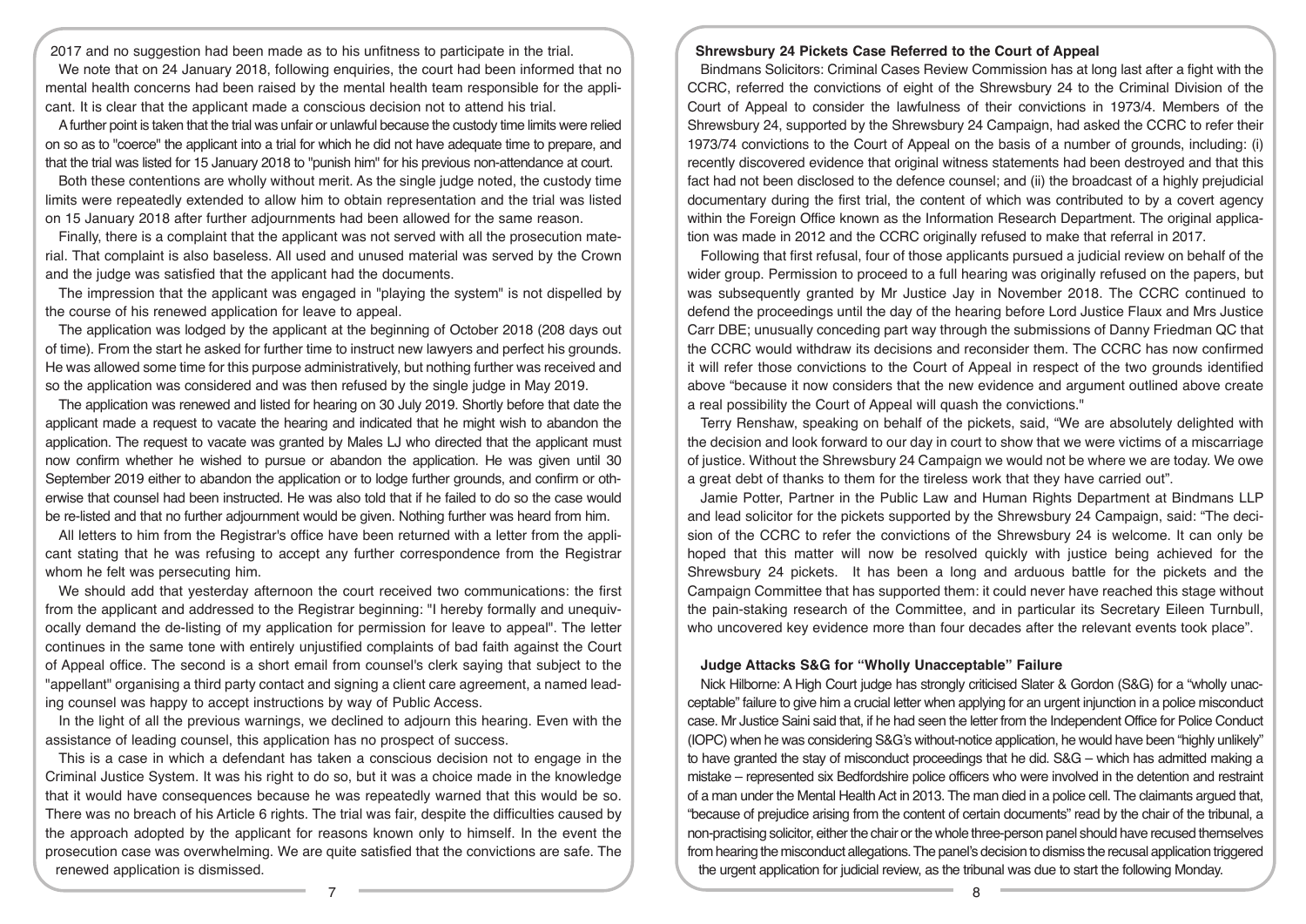2017 and no suggestion had been made as to his unfitness to participate in the trial.

We note that on 24 January 2018, following enquiries, the court had been informed that no mental health concerns had been raised by the mental health team responsible for the applicant. It is clear that the applicant made a conscious decision not to attend his trial.

A further point is taken that the trial was unfair or unlawful because the custody time limits were relied on so as to "coerce" the applicant into a trial for which he did not have adequate time to prepare, and that the trial was listed for 15 January 2018 to "punish him" for his previous non-attendance at court.

Both these contentions are wholly without merit. As the single judge noted, the custody time limits were repeatedly extended to allow him to obtain representation and the trial was listed on 15 January 2018 after further adjournments had been allowed for the same reason.

Finally, there is a complaint that the applicant was not served with all the prosecution material. That complaint is also baseless. All used and unused material was served by the Crown and the judge was satisfied that the applicant had the documents.

The impression that the applicant was engaged in "playing the system" is not dispelled by the course of his renewed application for leave to appeal.

The application was lodged by the applicant at the beginning of October 2018 (208 days out of time). From the start he asked for further time to instruct new lawyers and perfect his grounds. He was allowed some time for this purpose administratively, but nothing further was received and so the application was considered and was then refused by the single judge in May 2019.

The application was renewed and listed for hearing on 30 July 2019. Shortly before that date the applicant made a request to vacate the hearing and indicated that he might wish to abandon the application. The request to vacate was granted by Males LJ who directed that the applicant must now confirm whether he wished to pursue or abandon the application. He was given until 30 September 2019 either to abandon the application or to lodge further grounds, and confirm or otherwise that counsel had been instructed. He was also told that if he failed to do so the case would be re-listed and that no further adjournment would be given. Nothing further was heard from him.

All letters to him from the Registrar's office have been returned with a letter from the applicant stating that he was refusing to accept any further correspondence from the Registrar whom he felt was persecuting him.

We should add that yesterday afternoon the court received two communications: the first from the applicant and addressed to the Registrar beginning: "I hereby formally and unequivocally demand the de-listing of my application for permission for leave to appeal". The letter continues in the same tone with entirely unjustified complaints of bad faith against the Court of Appeal office. The second is a short email from counsel's clerk saying that subject to the "appellant" organising a third party contact and signing a client care agreement, a named leading counsel was happy to accept instructions by way of Public Access.

In the light of all the previous warnings, we declined to adjourn this hearing. Even with the assistance of leading counsel, this application has no prospect of success.

This is a case in which a defendant has taken a conscious decision not to engage in the Criminal Justice System. It was his right to do so, but it was a choice made in the knowledge that it would have consequences because he was repeatedly warned that this would be so. There was no breach of his Article 6 rights. The trial was fair, despite the difficulties caused by the approach adopted by the applicant for reasons known only to himself. In the event the prosecution case was overwhelming. We are quite satisfied that the convictions are safe. The renewed application is dismissed.

## Shrewsbury 24 Pickets Case Referred to the Court of Appeal

Bindmans Solicitors: Criminal Cases Review Commission has at long last after a fight with the CCRC, referred the convictions of eight of the Shrewsbury 24 to the Criminal Division of the Court of Appeal to consider the lawfulness of their convictions in 1973/4. Members of the Shrewsbury 24, supported by the Shrewsbury 24 Campaign, had asked the CCRC to refer their 1973/74 convictions to the Court of Appeal on the basis of a number of grounds, including: (i) recently discovered evidence that original witness statements had been destroyed and that this fact had not been disclosed to the defence counsel; and (ii) the broadcast of a highly prejudicial documentary during the first trial, the content of which was contributed to by a covert agency within the Foreign Office known as the Information Research Department. The original application was made in 2012 and the CCRC originally refused to make that referral in 2017.

Following that first refusal, four of those applicants pursued a judicial review on behalf of the wider group. Permission to proceed to a full hearing was originally refused on the papers, but was subsequently granted by Mr Justice Jay in November 2018. The CCRC continued to defend the proceedings until the day of the hearing before Lord Justice Flaux and Mrs Justice Carr DBE; unusually conceding part way through the submissions of Danny Friedman QC that the CCRC would withdraw its decisions and reconsider them. The CCRC has now confirmed it will refer those convictions to the Court of Appeal in respect of the two grounds identified above "because it now considers that the new evidence and argument outlined above create a real possibility the Court of Appeal will quash the convictions."

Terry Renshaw, speaking on behalf of the pickets, said, "We are absolutely delighted with the decision and look forward to our day in court to show that we were victims of a miscarriage of justice. Without the Shrewsbury 24 Campaign we would not be where we are today. We owe a great debt of thanks to them for the tireless work that they have carried out".

Jamie Potter, Partner in the Public Law and Human Rights Department at Bindmans LLP and lead solicitor for the pickets supported by the Shrewsbury 24 Campaign, said: "The decision of the CCRC to refer the convictions of the Shrewsbury 24 is welcome. It can only be hoped that this matter will now be resolved quickly with justice being achieved for the Shrewsbury 24 pickets. It has been a long and arduous battle for the pickets and the Campaign Committee that has supported them: it could never have reached this stage without the pain-staking research of the Committee, and in particular its Secretary Eileen Turnbull, who uncovered key evidence more than four decades after the relevant events took place".

## Judge Attacks S&G for "Wholly Unacceptable" Failure

Nick Hilborne: A High Court judge has strongly criticised Slater & Gordon (S&G) for a "wholly unacceptable" failure to give him a crucial letter when applying for an urgent injunction in a police misconduct case. Mr Justice Saini said that, if he had seen the letter from the Independent Office for Police Conduct (IOPC) when he was considering S&G's without-notice application, he would have been "highly unlikely" to have granted the stay of misconduct proceedings that he did. S&G – which has admitted making a mistake – represented six Bedfordshire police officers who were involved in the detention and restraint of a man under the Mental Health Act in 2013. The man died in a police cell. The claimants argued that, "because of prejudice arising from the content of certain documents" read by the chair of the tribunal, a non-practising solicitor, either the chair or the whole three-person panel should have recused themselves from hearing the misconduct allegations. The panel's decision to dismiss the recusal application triggered the urgent application for judicial review, as the tribunal was due to start the following Monday.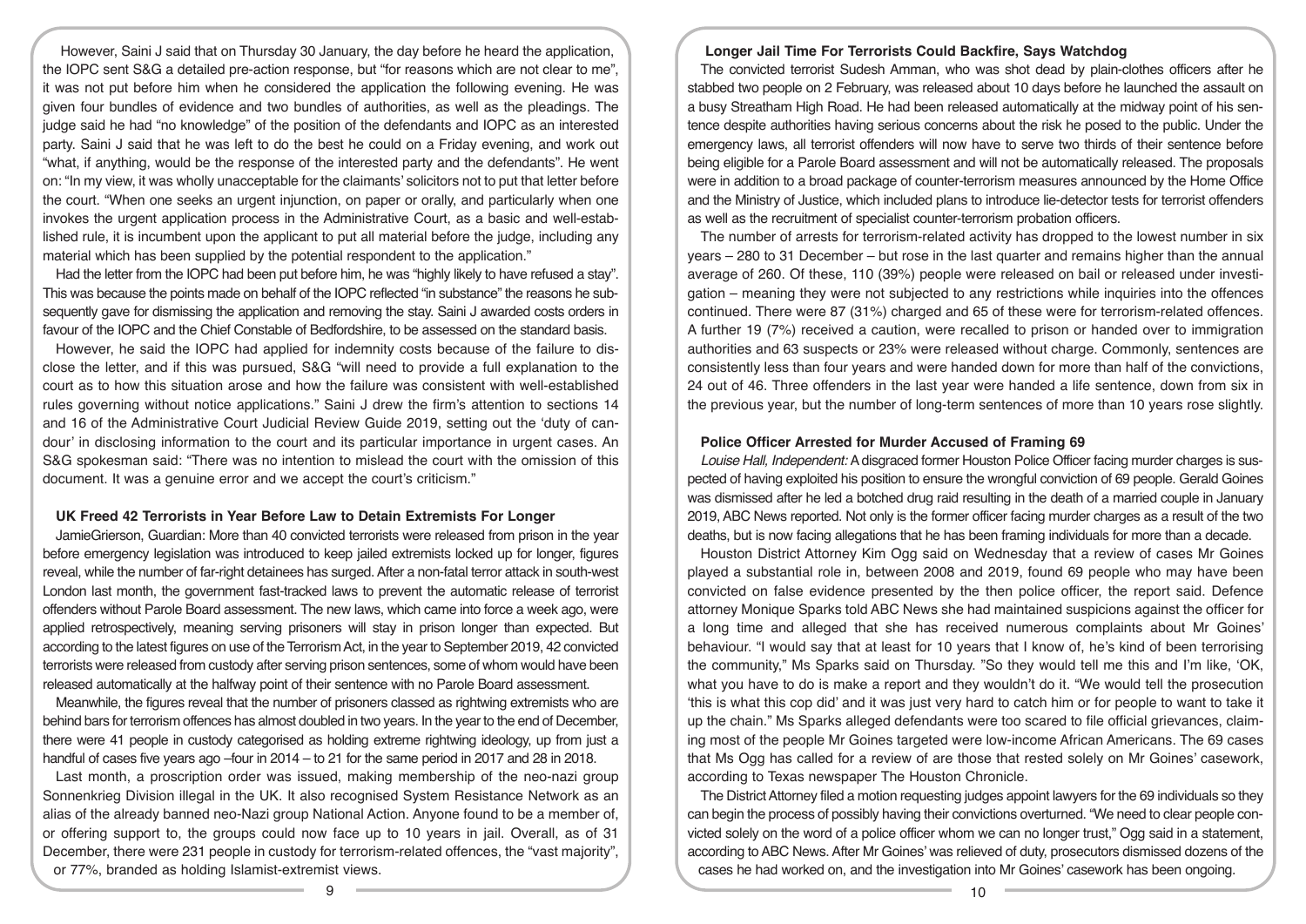However, Saini J said that on Thursday 30 January, the day before he heard the application, the IOPC sent S&G a detailed pre-action response, but "for reasons which are not clear to me", it was not put before him when he considered the application the following evening. He was given four bundles of evidence and two bundles of authorities, as well as the pleadings. The judge said he had "no knowledge" of the position of the defendants and IOPC as an interested party. Saini J said that he was left to do the best he could on a Friday evening, and work out "what, if anything, would be the response of the interested party and the defendants". He went on: "In my view, it was wholly unacceptable for the claimants' solicitors not to put that letter before the court. "When one seeks an urgent injunction, on paper or orally, and particularly when one invokes the urgent application process in the Administrative Court, as a basic and well-established rule, it is incumbent upon the applicant to put all material before the judge, including any material which has been supplied by the potential respondent to the application."

Had the letter from the IOPC had been put before him, he was "highly likely to have refused a stay". This was because the points made on behalf of the IOPC reflected "in substance" the reasons he subsequently gave for dismissing the application and removing the stay. Saini J awarded costs orders in favour of the IOPC and the Chief Constable of Bedfordshire, to be assessed on the standard basis.

However, he said the IOPC had applied for indemnity costs because of the failure to disclose the letter, and if this was pursued, S&G "will need to provide a full explanation to the court as to how this situation arose and how the failure was consistent with well-established rules governing without notice applications." Saini J drew the firm's attention to sections 14 and 16 of the Administrative Court Judicial Review Guide 2019, setting out the 'duty of candour' in disclosing information to the court and its particular importance in urgent cases. An S&G spokesman said: "There was no intention to mislead the court with the omission of this document. It was a genuine error and we accept the court's criticism."

### UK Freed 42 Terrorists in Year Before Law to Detain Extremists For Longer

JamieGrierson, Guardian: More than 40 convicted terrorists were released from prison in the year before emergency legislation was introduced to keep jailed extremists locked up for longer, figures reveal, while the number of far-right detainees has surged. After a non-fatal terror attack in south-west London last month, the government fast-tracked laws to prevent the automatic release of terrorist offenders without Parole Board assessment. The new laws, which came into force a week ago, were applied retrospectively, meaning serving prisoners will stay in prison longer than expected. But according to the latest figures on use of the Terrorism Act, in the year to September 2019, 42 convicted terrorists were released from custody after serving prison sentences, some of whom would have been released automatically at the halfway point of their sentence with no Parole Board assessment.

Meanwhile, the figures reveal that the number of prisoners classed as rightwing extremists who are behind bars for terrorism offences has almost doubled in two years. In the year to the end of December, there were 41 people in custody categorised as holding extreme rightwing ideology, up from just a handful of cases five years ago –four in 2014 – to 21 for the same period in 2017 and 28 in 2018.

Last month, a proscription order was issued, making membership of the neo-nazi group Sonnenkrieg Division illegal in the UK. It also recognised System Resistance Network as an alias of the already banned neo-Nazi group National Action. Anyone found to be a member of, or offering support to, the groups could now face up to 10 years in jail. Overall, as of 31 December, there were 231 people in custody for terrorism-related offences, the "vast majority", or 77%, branded as holding Islamist-extremist views.

### Longer Jail Time For Terrorists Could Backfire, Says Watchdog

The convicted terrorist Sudesh Amman, who was shot dead by plain-clothes officers after he stabbed two people on 2 February, was released about 10 days before he launched the assault on a busy Streatham High Road. He had been released automatically at the midway point of his sentence despite authorities having serious concerns about the risk he posed to the public. Under the emergency laws, all terrorist offenders will now have to serve two thirds of their sentence before being eligible for a Parole Board assessment and will not be automatically released. The proposals were in addition to a broad package of counter-terrorism measures announced by the Home Office and the Ministry of Justice, which included plans to introduce lie-detector tests for terrorist offenders as well as the recruitment of specialist counter-terrorism probation officers.

The number of arrests for terrorism-related activity has dropped to the lowest number in six years – 280 to 31 December – but rose in the last quarter and remains higher than the annual average of 260. Of these, 110 (39%) people were released on bail or released under investigation – meaning they were not subjected to any restrictions while inquiries into the offences continued. There were 87 (31%) charged and 65 of these were for terrorism-related offences. A further 19 (7%) received a caution, were recalled to prison or handed over to immigration authorities and 63 suspects or 23% were released without charge. Commonly, sentences are consistently less than four years and were handed down for more than half of the convictions, 24 out of 46. Three offenders in the last year were handed a life sentence, down from six in the previous year, but the number of long-term sentences of more than 10 years rose slightly.

### Police Officer Arrested for Murder Accused of Framing 69

*Louise Hall, Independent:* A disgraced former Houston Police Officer facing murder charges is suspected of having exploited his position to ensure the wrongful conviction of 69 people. Gerald Goines was dismissed after he led a botched drug raid resulting in the death of a married couple in January 2019, ABC News reported. Not only is the former officer facing murder charges as a result of the two deaths, but is now facing allegations that he has been framing individuals for more than a decade.

Houston District Attorney Kim Ogg said on Wednesday that a review of cases Mr Goines played a substantial role in, between 2008 and 2019, found 69 people who may have been convicted on false evidence presented by the then police officer, the report said. Defence attorney Monique Sparks told ABC News she had maintained suspicions against the officer for a long time and alleged that she has received numerous complaints about Mr Goines' behaviour. "I would say that at least for 10 years that I know of, he's kind of been terrorising the community," Ms Sparks said on Thursday. "So they would tell me this and I'm like, 'OK, what you have to do is make a report and they wouldn't do it. "We would tell the prosecution 'this is what this cop did' and it was just very hard to catch him or for people to want to take it up the chain." Ms Sparks alleged defendants were too scared to file official grievances, claiming most of the people Mr Goines targeted were low-income African Americans. The 69 cases that Ms Ogg has called for a review of are those that rested solely on Mr Goines' casework, according to Texas newspaper The Houston Chronicle.

The District Attorney filed a motion requesting judges appoint lawyers for the 69 individuals so they can begin the process of possibly having their convictions overturned. "We need to clear people convicted solely on the word of a police officer whom we can no longer trust," Ogg said in a statement, according to ABC News. After Mr Goines' was relieved of duty, prosecutors dismissed dozens of the cases he had worked on, and the investigation into Mr Goines' casework has been ongoing.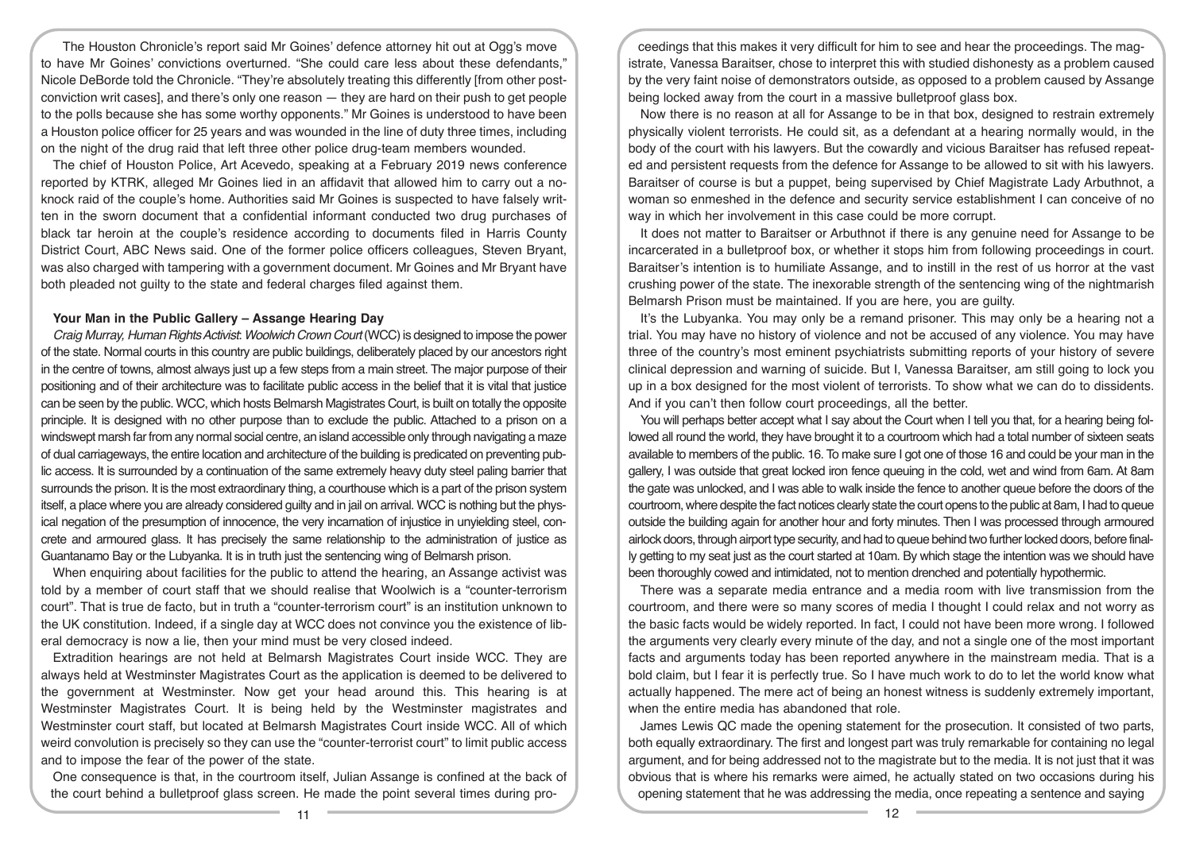The Houston Chronicle's report said Mr Goines' defence attorney hit out at Ogg's move to have Mr Goines' convictions overturned. "She could care less about these defendants," Nicole DeBorde told the Chronicle. "They're absolutely treating this differently [from other post-conviction writ cases], and there's only one reason — they are hard on their push to get people to the polls because she has some worthy opponents." Mr Goines is understood to have been a Houston police officer for 25 years and was wounded in the line of duty three times, including on the night of the drug raid that left three other police drug-team members wounded.

The chief of Houston Police, Art Acevedo, speaking at a February 2019 news conference reported by KTRK, alleged Mr Goines lied in an affidavit that allowed him to carry out a no-knock raid of the couple's home. Authorities said Mr Goines is suspected to have falsely written in the sworn document that a confidential informant conducted two drug purchases of black tar heroin at the couple's residence according to documents filed in Harris County District Court, ABC News said. One of the former police officers colleagues, Steven Bryant, was also charged with tampering with a government document. Mr Goines and Mr Bryant have both pleaded not guilty to the state and federal charges filed against them.

**Your Man in the Public Gallery – Assange Hearing Day**

*Craig Murray, Human Rights Activist*: *Woolwich Crown Court* (WCC) is designed to impose the power of the state. Normal courts in this country are public buildings, deliberately placed by our ancestors right in the centre of towns, almost always just up a few steps from a main street. The major purpose of their positioning and of their architecture was to facilitate public access in the belief that it is vital that justice can be seen by the public. WCC, which hosts Belmarsh Magistrates Court, is built on totally the opposite principle. It is designed with no other purpose than to exclude the public. Attached to a prison on a windswept marsh far from any normal social centre, an island accessible only through navigating a maze of dual carriageways, the entire location and architecture of the building is predicated on preventing public access. It is surrounded by a continuation of the same extremely heavy duty steel paling barrier that surrounds the prison. It is the most extraordinary thing, a courthouse which is a part of the prison system itself, a place where you are already considered guilty and in jail on arrival. WCC is nothing but the physical negation of the presumption of innocence, the very incarnation of injustice in unyielding steel, concrete and armoured glass. It has precisely the same relationship to the administration of justice as Guantanamo Bay or the Lubyanka. It is in truth just the sentencing wing of Belmarsh prison.

When enquiring about facilities for the public to attend the hearing, an Assange activist was told by a member of court staff that we should realise that Woolwich is a "counter-terrorism court". That is true de facto, but in truth a "counter-terrorism court" is an institution unknown to the UK constitution. Indeed, if a single day at WCC does not convince you the existence of liberal democracy is now a lie, then your mind must be very closed indeed.

Extradition hearings are not held at Belmarsh Magistrates Court inside WCC. They are always held at Westminster Magistrates Court as the application is deemed to be delivered to the government at Westminster. Now get your head around this. This hearing is at Westminster Magistrates Court. It is being held by the Westminster magistrates and Westminster court staff, but located at Belmarsh Magistrates Court inside WCC. All of which weird convolution is precisely so they can use the "counter-terrorist court" to limit public access and to impose the fear of the power of the state.

One consequence is that, in the courtroom itself, Julian Assange is confined at the back of the court behind a bulletproof glass screen. He made the point several times during proceedings that this makes it very difficult for him to see and hear the proceedings. The magistrate, Vanessa Baraitser, chose to interpret this with studied dishonesty as a problem caused by the very faint noise of demonstrators outside, as opposed to a problem caused by Assange being locked away from the court in a massive bulletproof glass box.

Now there is no reason at all for Assange to be in that box, designed to restrain extremely physically violent terrorists. He could sit, as a defendant at a hearing normally would, in the body of the court with his lawyers. But the cowardly and vicious Baraitser has refused repeated and persistent requests from the defence for Assange to be allowed to sit with his lawyers. Baraitser of course is but a puppet, being supervised by Chief Magistrate Lady Arbuthnot, a woman so enmeshed in the defence and security service establishment I can conceive of no way in which her involvement in this case could be more corrupt.

It does not matter to Baraitser or Arbuthnot if there is any genuine need for Assange to be incarcerated in a bulletproof box, or whether it stops him from following proceedings in court. Baraitser's intention is to humiliate Assange, and to instill in the rest of us horror at the vast crushing power of the state. The inexorable strength of the sentencing wing of the nightmarish Belmarsh Prison must be maintained. If you are here, you are guilty.

It's the Lubyanka. You may only be a remand prisoner. This may only be a hearing not a trial. You may have no history of violence and not be accused of any violence. You may have three of the country's most eminent psychiatrists submitting reports of your history of severe clinical depression and warning of suicide. But I, Vanessa Baraitser, am still going to lock you up in a box designed for the most violent of terrorists. To show what we can do to dissidents. And if you can't then follow court proceedings, all the better.

You will perhaps better accept what I say about the Court when I tell you that, for a hearing being followed all round the world, they have brought it to a courtroom which had a total number of sixteen seats available to members of the public. 16. To make sure I got one of those 16 and could be your man in the gallery, I was outside that great locked iron fence queuing in the cold, wet and wind from 6am. At 8am the gate was unlocked, and I was able to walk inside the fence to another queue before the doors of the courtroom, where despite the fact notices clearly state the court opens to the public at 8am, I had to queue outside the building again for another hour and forty minutes. Then I was processed through armoured airlock doors, through airport type security, and had to queue behind two further locked doors, before finally getting to my seat just as the court started at 10am. By which stage the intention was we should have been thoroughly cowed and intimidated, not to mention drenched and potentially hypothermic.

There was a separate media entrance and a media room with live transmission from the courtroom, and there were so many scores of media I thought I could relax and not worry as the basic facts would be widely reported. In fact, I could not have been more wrong. I followed the arguments very clearly every minute of the day, and not a single one of the most important facts and arguments today has been reported anywhere in the mainstream media. That is a bold claim, but I fear it is perfectly true. So I have much work to do to let the world know what actually happened. The mere act of being an honest witness is suddenly extremely important, when the entire media has abandoned that role.

James Lewis QC made the opening statement for the prosecution. It consisted of two parts, both equally extraordinary. The first and longest part was truly remarkable for containing no legal argument, and for being addressed not to the magistrate but to the media. It is not just that it was obvious that is where his remarks were aimed, he actually stated on two occasions during his opening statement that he was addressing the media, once repeating a sentence and saying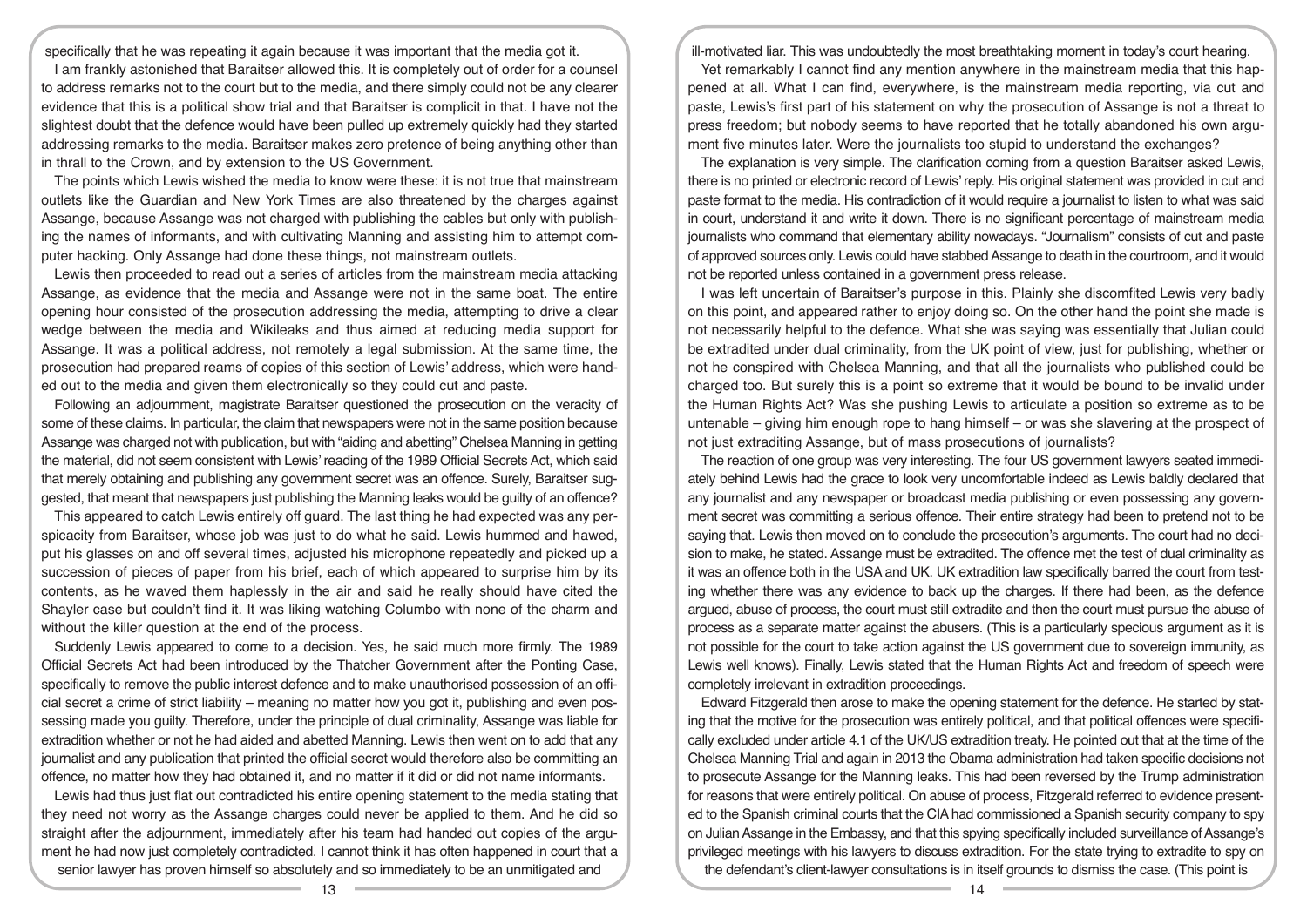specifically that he was repeating it again because it was important that the media got it.

I am frankly astonished that Baraitser allowed this. It is completely out of order for a counsel to address remarks not to the court but to the media, and there simply could not be any clearer evidence that this is a political show trial and that Baraitser is complicit in that. I have not the slightest doubt that the defence would have been pulled up extremely quickly had they started addressing remarks to the media. Baraitser makes zero pretence of being anything other than in thrall to the Crown, and by extension to the US Government.

The points which Lewis wished the media to know were these: it is not true that mainstream outlets like the Guardian and New York Times are also threatened by the charges against Assange, because Assange was not charged with publishing the cables but only with publishing the names of informants, and with cultivating Manning and assisting him to attempt computer hacking. Only Assange had done these things, not mainstream outlets.

Lewis then proceeded to read out a series of articles from the mainstream media attacking Assange, as evidence that the media and Assange were not in the same boat. The entire opening hour consisted of the prosecution addressing the media, attempting to drive a clear wedge between the media and Wikileaks and thus aimed at reducing media support for Assange. It was a political address, not remotely a legal submission. At the same time, the prosecution had prepared reams of copies of this section of Lewis' address, which were handed out to the media and given them electronically so they could cut and paste.

Following an adjournment, magistrate Baraitser questioned the prosecution on the veracity of some of these claims. In particular, the claim that newspapers were not in the same position because Assange was charged not with publication, but with "aiding and abetting" Chelsea Manning in getting the material, did not seem consistent with Lewis' reading of the 1989 Official Secrets Act, which said that merely obtaining and publishing any government secret was an offence. Surely, Baraitser suggested, that meant that newspapers just publishing the Manning leaks would be guilty of an offence?

This appeared to catch Lewis entirely off guard. The last thing he had expected was any perspicacity from Baraitser, whose job was just to do what he said. Lewis hummed and hawed, put his glasses on and off several times, adjusted his microphone repeatedly and picked up a succession of pieces of paper from his brief, each of which appeared to surprise him by its contents, as he waved them haplessly in the air and said he really should have cited the Shayler case but couldn't find it. It was liking watching Columbo with none of the charm and without the killer question at the end of the process.

Suddenly Lewis appeared to come to a decision. Yes, he said much more firmly. The 1989 Official Secrets Act had been introduced by the Thatcher Government after the Ponting Case, specifically to remove the public interest defence and to make unauthorised possession of an official secret a crime of strict liability – meaning no matter how you got it, publishing and even possessing made you guilty. Therefore, under the principle of dual criminality, Assange was liable for extradition whether or not he had aided and abetted Manning. Lewis then went on to add that any journalist and any publication that printed the official secret would therefore also be committing an offence, no matter how they had obtained it, and no matter if it did or did not name informants.

Lewis had thus just flat out contradicted his entire opening statement to the media stating that they need not worry as the Assange charges could never be applied to them. And he did so straight after the adjournment, immediately after his team had handed out copies of the argument he had now just completely contradicted. I cannot think it has often happened in court that a senior lawyer has proven himself so absolutely and so immediately to be an unmitigated and ill-motivated liar. This was undoubtedly the most breathtaking moment in today's court hearing.

Yet remarkably I cannot find any mention anywhere in the mainstream media that this happened at all. What I can find, everywhere, is the mainstream media reporting, via cut and paste, Lewis's first part of his statement on why the prosecution of Assange is not a threat to press freedom; but nobody seems to have reported that he totally abandoned his own argument five minutes later. Were the journalists too stupid to understand the exchanges?

The explanation is very simple. The clarification coming from a question Baraitser asked Lewis, there is no printed or electronic record of Lewis' reply. His original statement was provided in cut and paste format to the media. His contradiction of it would require a journalist to listen to what was said in court, understand it and write it down. There is no significant percentage of mainstream media journalists who command that elementary ability nowadays. "Journalism" consists of cut and paste of approved sources only. Lewis could have stabbed Assange to death in the courtroom, and it would not be reported unless contained in a government press release.

I was left uncertain of Baraitser's purpose in this. Plainly she discomfited Lewis very badly on this point, and appeared rather to enjoy doing so. On the other hand the point she made is not necessarily helpful to the defence. What she was saying was essentially that Julian could be extradited under dual criminality, from the UK point of view, just for publishing, whether or not he conspired with Chelsea Manning, and that all the journalists who published could be charged too. But surely this is a point so extreme that it would be bound to be invalid under the Human Rights Act? Was she pushing Lewis to articulate a position so extreme as to be untenable – giving him enough rope to hang himself – or was she slavering at the prospect of not just extraditing Assange, but of mass prosecutions of journalists?

The reaction of one group was very interesting. The four US government lawyers seated immediately behind Lewis had the grace to look very uncomfortable indeed as Lewis baldly declared that any journalist and any newspaper or broadcast media publishing or even possessing any government secret was committing a serious offence. Their entire strategy had been to pretend not to be saying that. Lewis then moved on to conclude the prosecution's arguments. The court had no decision to make, he stated. Assange must be extradited. The offence met the test of dual criminality as it was an offence both in the USA and UK. UK extradition law specifically barred the court from testing whether there was any evidence to back up the charges. If there had been, as the defence argued, abuse of process, the court must still extradite and then the court must pursue the abuse of process as a separate matter against the abusers. (This is a particularly specious argument as it is not possible for the court to take action against the US government due to sovereign immunity, as Lewis well knows). Finally, Lewis stated that the Human Rights Act and freedom of speech were completely irrelevant in extradition proceedings.

Edward Fitzgerald then arose to make the opening statement for the defence. He started by stating that the motive for the prosecution was entirely political, and that political offences were specifically excluded under article 4.1 of the UK/US extradition treaty. He pointed out that at the time of the Chelsea Manning Trial and again in 2013 the Obama administration had taken specific decisions not to prosecute Assange for the Manning leaks. This had been reversed by the Trump administration for reasons that were entirely political. On abuse of process, Fitzgerald referred to evidence presented to the Spanish criminal courts that the CIA had commissioned a Spanish security company to spy on Julian Assange in the Embassy, and that this spying specifically included surveillance of Assange's privileged meetings with his lawyers to discuss extradition. For the state trying to extradite to spy on the defendant's client-lawyer consultations is in itself grounds to dismiss the case. (This point is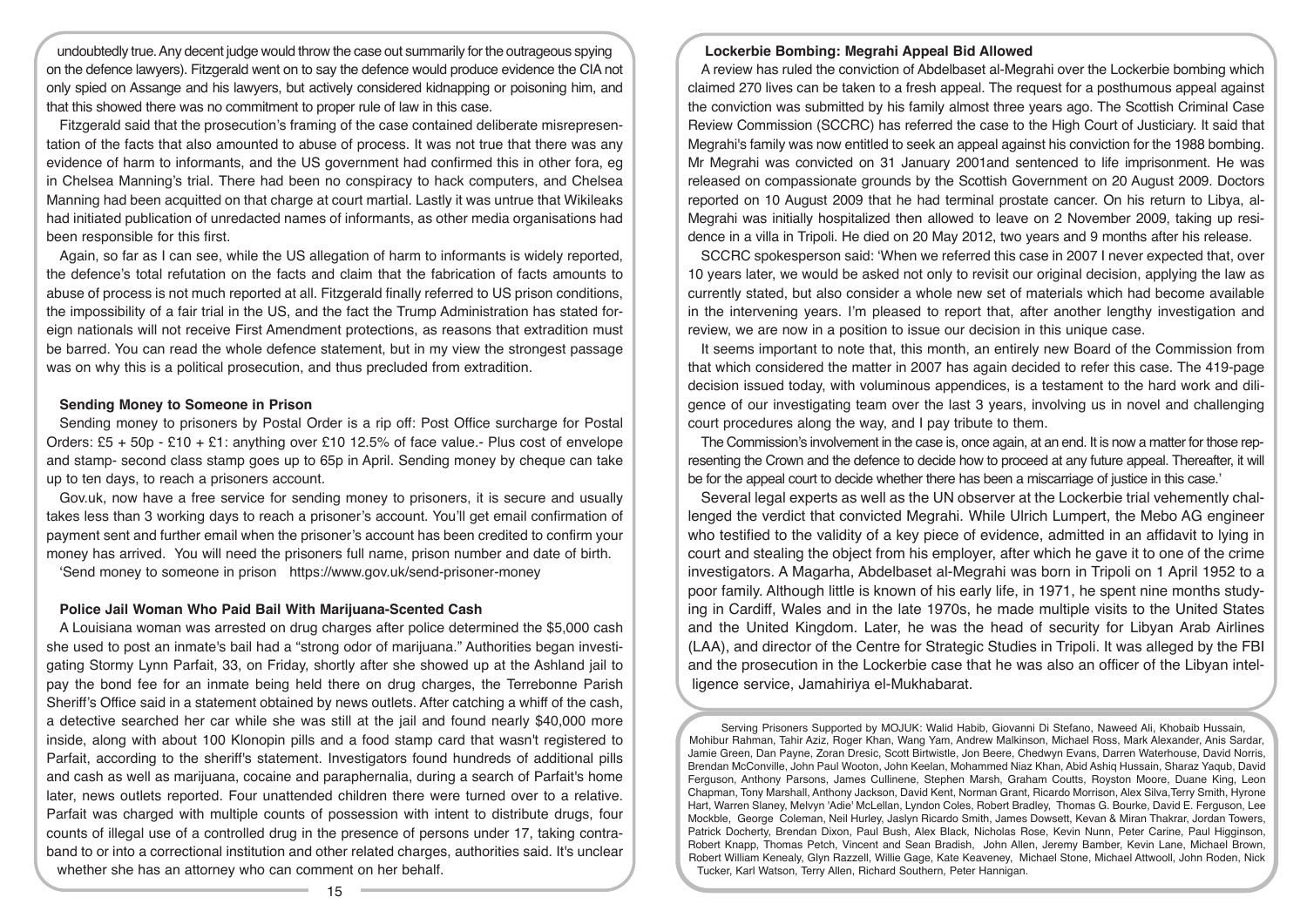undoubtedly true. Any decent judge would throw the case out summarily for the outrageous spying on the defence lawyers). Fitzgerald went on to say the defence would produce evidence the CIA not only spied on Assange and his lawyers, but actively considered kidnapping or poisoning him, and that this showed there was no commitment to proper rule of law in this case.

Fitzgerald said that the prosecution's framing of the case contained deliberate misrepresentation of the facts that also amounted to abuse of process. It was not true that there was any evidence of harm to informants, and the US government had confirmed this in other fora, eg in Chelsea Manning's trial. There had been no conspiracy to hack computers, and Chelsea Manning had been acquitted on that charge at court martial. Lastly it was untrue that Wikileaks had initiated publication of unredacted names of informants, as other media organisations had been responsible for this first.

Again, so far as I can see, while the US allegation of harm to informants is widely reported, the defence's total refutation on the facts and claim that the fabrication of facts amounts to abuse of process is not much reported at all. Fitzgerald finally referred to US prison conditions, the impossibility of a fair trial in the US, and the fact the Trump Administration has stated foreign nationals will not receive First Amendment protections, as reasons that extradition must be barred. You can read the whole defence statement, but in my view the strongest passage was on why this is a political prosecution, and thus precluded from extradition.

**Sending Money to Someone in Prison**

Sending money to prisoners by Postal Order is a rip off: Post Office surcharge for Postal Orders: £5 + 50p - £10 + £1: anything over £10 12.5% of face value.- Plus cost of envelope and stamp- second class stamp goes up to 65p in April. Sending money by cheque can take up to ten days, to reach a prisoners account.

Gov.uk, now have a free service for sending money to prisoners, it is secure and usually takes less than 3 working days to reach a prisoner's account. You'll get email confirmation of payment sent and further email when the prisoner's account has been credited to confirm your money has arrived. You will need the prisoners full name, prison number and date of birth.

'Send money to someone in prison https://www.gov.uk/send-prisoner-money

**Police Jail Woman Who Paid Bail With Marijuana-Scented Cash**

A Louisiana woman was arrested on drug charges after police determined the $5,000 cash she used to post an inmate's bail had a "strong odor of marijuana." Authorities began investigating Stormy Lynn Parfait, 33, on Friday, shortly after she showed up at the Ashland jail to pay the bond fee for an inmate being held there on drug charges, the Terrebonne Parish Sheriff's Office said in a statement obtained by news outlets. After catching a whiff of the cash, a detective searched her car while she was still at the jail and found nearly $40,000 more inside, along with about 100 Klonopin pills and a food stamp card that wasn't registered to Parfait, according to the sheriff's statement. Investigators found hundreds of additional pills and cash as well as marijuana, cocaine and paraphernalia, during a search of Parfait's home later, news outlets reported. Four unattended children there were turned over to a relative. Parfait was charged with multiple counts of possession with intent to distribute drugs, four counts of illegal use of a controlled drug in the presence of persons under 17, taking contraband to or into a correctional institution and other related charges, authorities said. It's unclear whether she has an attorney who can comment on her behalf.

**Lockerbie Bombing: Megrahi Appeal Bid Allowed**

A review has ruled the conviction of Abdelbaset al-Megrahi over the Lockerbie bombing which claimed 270 lives can be taken to a fresh appeal. The request for a posthumous appeal against the conviction was submitted by his family almost three years ago. The Scottish Criminal Case Review Commission (SCCRC) has referred the case to the High Court of Justiciary. It said that Megrahi's family was now entitled to seek an appeal against his conviction for the 1988 bombing. Mr Megrahi was convicted on 31 January 2001and sentenced to life imprisonment. He was released on compassionate grounds by the Scottish Government on 20 August 2009. Doctors reported on 10 August 2009 that he had terminal prostate cancer. On his return to Libya, al-Megrahi was initially hospitalized then allowed to leave on 2 November 2009, taking up residence in a villa in Tripoli. He died on 20 May 2012, two years and 9 months after his release.

SCCRC spokesperson said: 'When we referred this case in 2007 I never expected that, over 10 years later, we would be asked not only to revisit our original decision, applying the law as currently stated, but also consider a whole new set of materials which had become available in the intervening years. I'm pleased to report that, after another lengthy investigation and review, we are now in a position to issue our decision in this unique case.

It seems important to note that, this month, an entirely new Board of the Commission from that which considered the matter in 2007 has again decided to refer this case. The 419-page decision issued today, with voluminous appendices, is a testament to the hard work and diligence of our investigating team over the last 3 years, involving us in novel and challenging court procedures along the way, and I pay tribute to them.

The Commission's involvement in the case is, once again, at an end. It is now a matter for those representing the Crown and the defence to decide how to proceed at any future appeal. Thereafter, it will be for the appeal court to decide whether there has been a miscarriage of justice in this case.'

Several legal experts as well as the UN observer at the Lockerbie trial vehemently challenged the verdict that convicted Megrahi. While Ulrich Lumpert, the Mebo AG engineer who testified to the validity of a key piece of evidence, admitted in an affidavit to lying in court and stealing the object from his employer, after which he gave it to one of the crime investigators. A Magarha, Abdelbaset al-Megrahi was born in Tripoli on 1 April 1952 to a poor family. Although little is known of his early life, in 1971, he spent nine months studying in Cardiff, Wales and in the late 1970s, he made multiple visits to the United States and the United Kingdom. Later, he was the head of security for Libyan Arab Airlines (LAA), and director of the Centre for Strategic Studies in Tripoli. It was alleged by the FBI and the prosecution in the Lockerbie case that he was also an officer of the Libyan intelligence service, Jamahiriya el-Mukhabarat.

Serving Prisoners Supported by MOJUK: Walid Habib, Giovanni Di Stefano, Naweed Ali, Khobaib Hussain, Mohibur Rahman, Tahir Aziz, Roger Khan, Wang Yam, Andrew Malkinson, Michael Ross, Mark Alexander, Anis Sardar, Jamie Green, Dan Payne, Zoran Dresic, Scott Birtwistle, Jon Beere, Chedwyn Evans, Darren Waterhouse, David Norris, Brendan McConville, John Paul Wooton, John Keelan, Mohammed Niaz Khan, Abid Ashiq Hussain, Sharaz Yaqub, David Ferguson, Anthony Parsons, James Cullinene, Stephen Marsh, Graham Coutts, Royston Moore, Duane King, Leon Chapman, Tony Marshall, Anthony Jackson, David Kent, Norman Grant, Ricardo Morrison, Alex Silva, Terry Smith, Hyrone Hart, Warren Slaney, Melvyn 'Adie' McLellan, Lyndon Coles, Robert Bradley, Thomas G. Bourke, David E. Ferguson, Lee Mockble, George Coleman, Neil Hurley, Jaslyn Ricardo Smith, James Dowsett, Kevan & Miran Thakrar, Jordan Towers, Patrick Docherty, Brendan Dixon, Paul Bush, Alex Black, Nicholas Rose, Kevin Nunn, Peter Carine, Paul Higginson, Robert Knapp, Thomas Petch, Vincent and Sean Bradish, John Allen, Jeremy Bamber, Kevin Lane, Michael Brown, Robert William Kenealy, Glyn Razzell, Willie Gage, Kate Keaveney, Michael Stone, Michael Attwooll, John Roden, Nick Tucker, Karl Watson, Terry Allen, Richard Southern, Peter Hannigan.